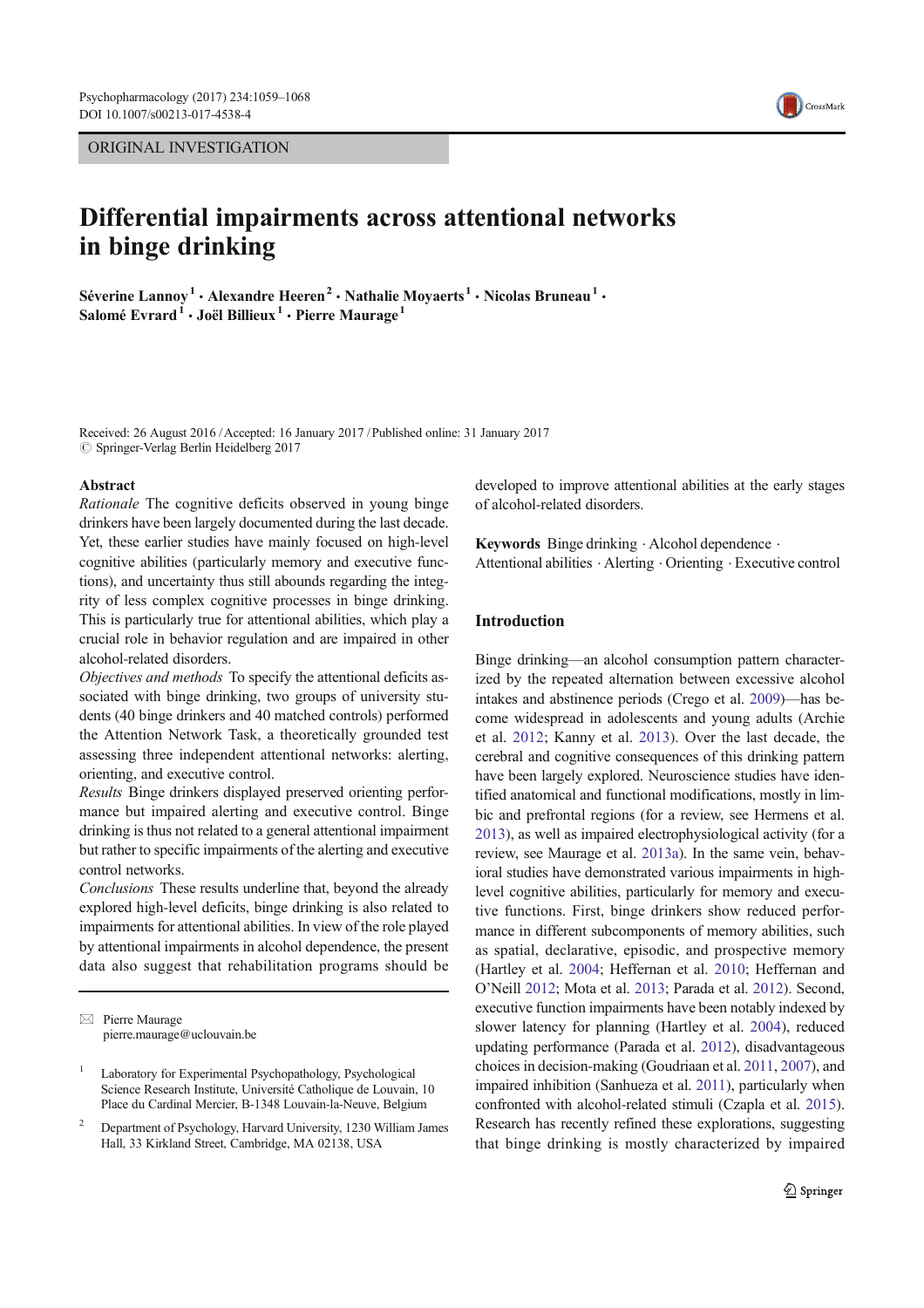ORIGINAL INVESTIGATION

# Differential impairments across attentional networks in binge drinking

Séverine Lannoy[1] · Alexandre Heeren[2] · Nathalie Moyaerts[1] · Nicolas Bruneau[1] · Salomé Evrard[1] · Joël Billieux[1] · Pierre Maurage[1]

Received: 26 August 2016 / Accepted: 16 January 2017 / Published online: 31 January 2017
© Springer-Verlag Berlin Heidelberg 2017

**Abstract**

*Rationale* The cognitive deficits observed in young binge drinkers have been largely documented during the last decade. Yet, these earlier studies have mainly focused on high-level cognitive abilities (particularly memory and executive functions), and uncertainty thus still abounds regarding the integrity of less complex cognitive processes in binge drinking. This is particularly true for attentional abilities, which play a crucial role in behavior regulation and are impaired in other alcohol-related disorders.

*Objectives and methods* To specify the attentional deficits associated with binge drinking, two groups of university students (40 binge drinkers and 40 matched controls) performed the Attention Network Task, a theoretically grounded test assessing three independent attentional networks: alerting, orienting, and executive control.

*Results* Binge drinkers displayed preserved orienting performance but impaired alerting and executive control. Binge drinking is thus not related to a general attentional impairment but rather to specific impairments of the alerting and executive control networks.

*Conclusions* These results underline that, beyond the already explored high-level deficits, binge drinking is also related to impairments for attentional abilities. In view of the role played by attentional impairments in alcohol dependence, the present data also suggest that rehabilitation programs should be developed to improve attentional abilities at the early stages of alcohol-related disorders.

**Keywords** Binge drinking · Alcohol dependence · Attentional abilities · Alerting · Orienting · Executive control

✉ Pierre Maurage
pierre.maurage@uclouvain.be

[1] Laboratory for Experimental Psychopathology, Psychological Science Research Institute, Université Catholique de Louvain, 10 Place du Cardinal Mercier, B-1348 Louvain-la-Neuve, Belgium

[2] Department of Psychology, Harvard University, 1230 William James Hall, 33 Kirkland Street, Cambridge, MA 02138, USA

## Introduction

Binge drinking—an alcohol consumption pattern characterized by the repeated alternation between excessive alcohol intakes and abstinence periods (Crego et al. 2009)—has become widespread in adolescents and young adults (Archie et al. 2012; Kanny et al. 2013). Over the last decade, the cerebral and cognitive consequences of this drinking pattern have been largely explored. Neuroscience studies have identified anatomical and functional modifications, mostly in limbic and prefrontal regions (for a review, see Hermens et al. 2013), as well as impaired electrophysiological activity (for a review, see Maurage et al. 2013a). In the same vein, behavioral studies have demonstrated various impairments in high-level cognitive abilities, particularly for memory and executive functions. First, binge drinkers show reduced performance in different subcomponents of memory abilities, such as spatial, declarative, episodic, and prospective memory (Hartley et al. 2004; Heffernan et al. 2010; Heffernan and O'Neill 2012; Mota et al. 2013; Parada et al. 2012). Second, executive function impairments have been notably indexed by slower latency for planning (Hartley et al. 2004), reduced updating performance (Parada et al. 2012), disadvantageous choices in decision-making (Goudriaan et al. 2011, 2007), and impaired inhibition (Sanhueza et al. 2011), particularly when confronted with alcohol-related stimuli (Czapla et al. 2015). Research has recently refined these explorations, suggesting that binge drinking is mostly characterized by impaired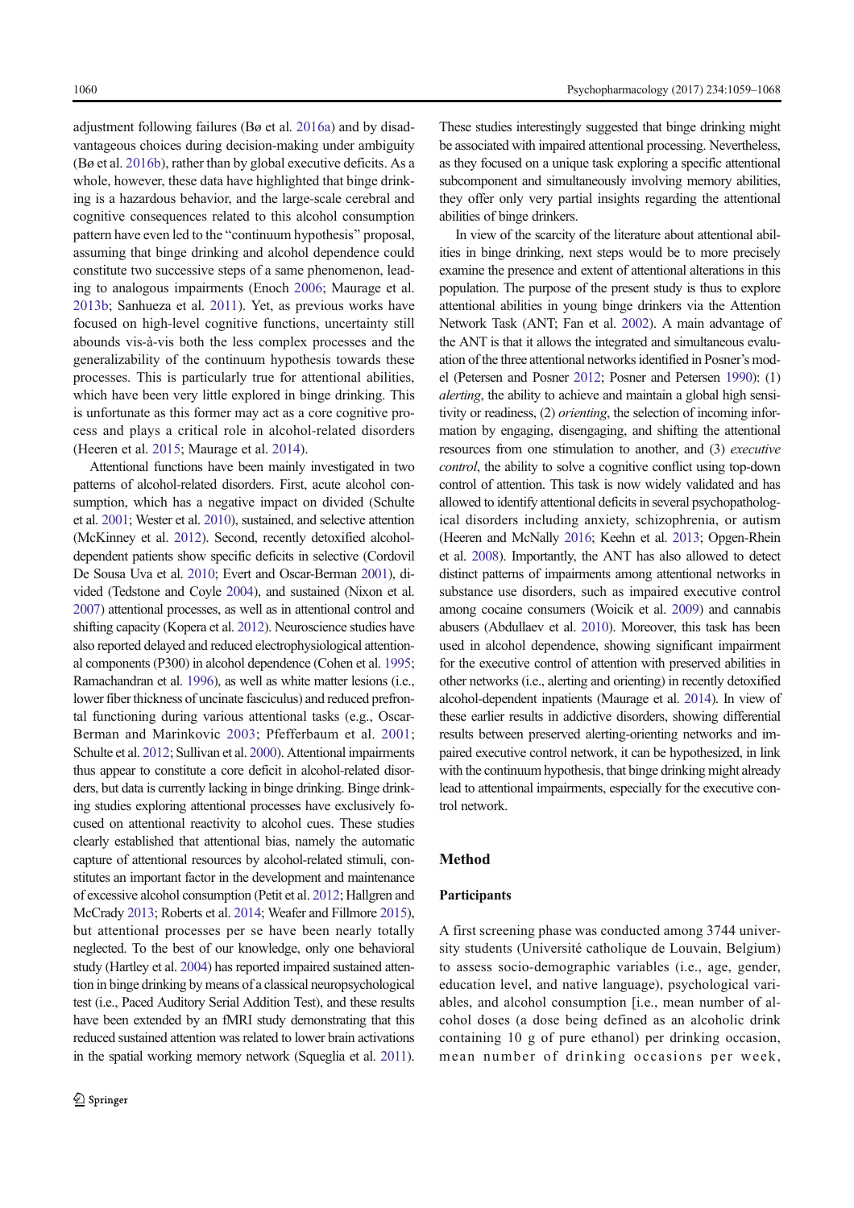adjustment following failures (Bø et al. 2016a) and by disadvantageous choices during decision-making under ambiguity (Bø et al. 2016b), rather than by global executive deficits. As a whole, however, these data have highlighted that binge drinking is a hazardous behavior, and the large-scale cerebral and cognitive consequences related to this alcohol consumption pattern have even led to the "continuum hypothesis" proposal, assuming that binge drinking and alcohol dependence could constitute two successive steps of a same phenomenon, leading to analogous impairments (Enoch 2006; Maurage et al. 2013b; Sanhueza et al. 2011). Yet, as previous works have focused on high-level cognitive functions, uncertainty still abounds vis-à-vis both the less complex processes and the generalizability of the continuum hypothesis towards these processes. This is particularly true for attentional abilities, which have been very little explored in binge drinking. This is unfortunate as this former may act as a core cognitive process and plays a critical role in alcohol-related disorders (Heeren et al. 2015; Maurage et al. 2014).

Attentional functions have been mainly investigated in two patterns of alcohol-related disorders. First, acute alcohol consumption, which has a negative impact on divided (Schulte et al. 2001; Wester et al. 2010), sustained, and selective attention (McKinney et al. 2012). Second, recently detoxified alcohol-dependent patients show specific deficits in selective (Cordovil De Sousa Uva et al. 2010; Evert and Oscar-Berman 2001), divided (Tedstone and Coyle 2004), and sustained (Nixon et al. 2007) attentional processes, as well as in attentional control and shifting capacity (Kopera et al. 2012). Neuroscience studies have also reported delayed and reduced electrophysiological attentional components (P300) in alcohol dependence (Cohen et al. 1995; Ramachandran et al. 1996), as well as white matter lesions (i.e., lower fiber thickness of uncinate fasciculus) and reduced prefrontal functioning during various attentional tasks (e.g., Oscar-Berman and Marinkovic 2003; Pfefferbaum et al. 2001; Schulte et al. 2012; Sullivan et al. 2000). Attentional impairments thus appear to constitute a core deficit in alcohol-related disorders, but data is currently lacking in binge drinking. Binge drinking studies exploring attentional processes have exclusively focused on attentional reactivity to alcohol cues. These studies clearly established that attentional bias, namely the automatic capture of attentional resources by alcohol-related stimuli, constitutes an important factor in the development and maintenance of excessive alcohol consumption (Petit et al. 2012; Hallgren and McCrady 2013; Roberts et al. 2014; Weafer and Fillmore 2015), but attentional processes per se have been nearly totally neglected. To the best of our knowledge, only one behavioral study (Hartley et al. 2004) has reported impaired sustained attention in binge drinking by means of a classical neuropsychological test (i.e., Paced Auditory Serial Addition Test), and these results have been extended by an fMRI study demonstrating that this reduced sustained attention was related to lower brain activations in the spatial working memory network (Squeglia et al. 2011). These studies interestingly suggested that binge drinking might be associated with impaired attentional processing. Nevertheless, as they focused on a unique task exploring a specific attentional subcomponent and simultaneously involving memory abilities, they offer only very partial insights regarding the attentional abilities of binge drinkers.

In view of the scarcity of the literature about attentional abilities in binge drinking, next steps would be to more precisely examine the presence and extent of attentional alterations in this population. The purpose of the present study is thus to explore attentional abilities in young binge drinkers via the Attention Network Task (ANT; Fan et al. 2002). A main advantage of the ANT is that it allows the integrated and simultaneous evaluation of the three attentional networks identified in Posner's model (Petersen and Posner 2012; Posner and Petersen 1990): (1) *alerting*, the ability to achieve and maintain a global high sensitivity or readiness, (2) *orienting*, the selection of incoming information by engaging, disengaging, and shifting the attentional resources from one stimulation to another, and (3) *executive control*, the ability to solve a cognitive conflict using top-down control of attention. This task is now widely validated and has allowed to identify attentional deficits in several psychopathological disorders including anxiety, schizophrenia, or autism (Heeren and McNally 2016; Keehn et al. 2013; Opgen-Rhein et al. 2008). Importantly, the ANT has also allowed to detect distinct patterns of impairments among attentional networks in substance use disorders, such as impaired executive control among cocaine consumers (Woicik et al. 2009) and cannabis abusers (Abdullaev et al. 2010). Moreover, this task has been used in alcohol dependence, showing significant impairment for the executive control of attention with preserved abilities in other networks (i.e., alerting and orienting) in recently detoxified alcohol-dependent inpatients (Maurage et al. 2014). In view of these earlier results in addictive disorders, showing differential results between preserved alerting-orienting networks and impaired executive control network, it can be hypothesized, in link with the continuum hypothesis, that binge drinking might already lead to attentional impairments, especially for the executive control network.

## Method

### Participants

A first screening phase was conducted among 3744 university students (Université catholique de Louvain, Belgium) to assess socio-demographic variables (i.e., age, gender, education level, and native language), psychological variables, and alcohol consumption [i.e., mean number of alcohol doses (a dose being defined as an alcoholic drink containing 10 g of pure ethanol) per drinking occasion, mean number of drinking occasions per week,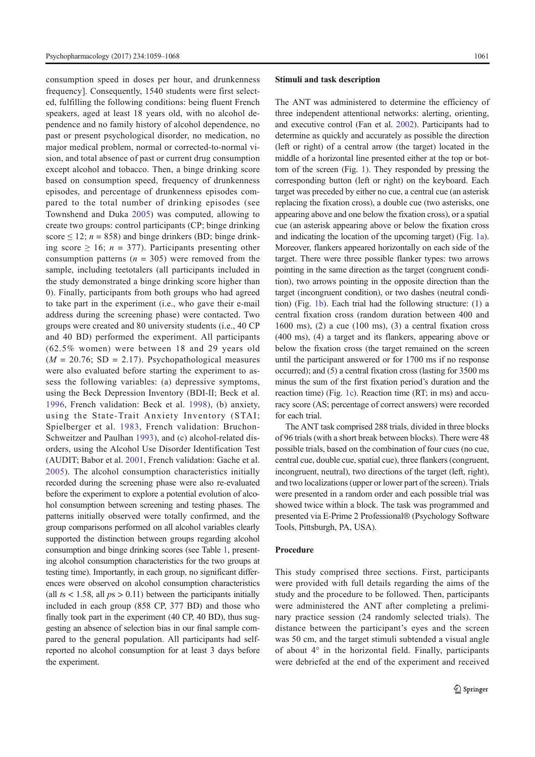consumption speed in doses per hour, and drunkenness frequency]. Consequently, 1540 students were first selected, fulfilling the following conditions: being fluent French speakers, aged at least 18 years old, with no alcohol dependence and no family history of alcohol dependence, no past or present psychological disorder, no medication, no major medical problem, normal or corrected-to-normal vision, and total absence of past or current drug consumption except alcohol and tobacco. Then, a binge drinking score based on consumption speed, frequency of drunkenness episodes, and percentage of drunkenness episodes compared to the total number of drinking episodes (see Townshend and Duka 2005) was computed, allowing to create two groups: control participants (CP; binge drinking score $\leq 12$; $n = 858$) and binge drinkers (BD; binge drinking score $\geq 16$; $n = 377$). Participants presenting other consumption patterns ($n = 305$) were removed from the sample, including teetotalers (all participants included in the study demonstrated a binge drinking score higher than 0). Finally, participants from both groups who had agreed to take part in the experiment (i.e., who gave their e-mail address during the screening phase) were contacted. Two groups were created and 80 university students (i.e., 40 CP and 40 BD) performed the experiment. All participants (62.5% women) were between 18 and 29 years old ($M = 20.76$; $SD = 2.17$). Psychopathological measures were also evaluated before starting the experiment to assess the following variables: (a) depressive symptoms, using the Beck Depression Inventory (BDI-II; Beck et al. 1996, French validation: Beck et al. 1998), (b) anxiety, using the State-Trait Anxiety Inventory (STAI; Spielberger et al. 1983, French validation: Bruchon-Schweitzer and Paulhan 1993), and (c) alcohol-related disorders, using the Alcohol Use Disorder Identification Test (AUDIT; Babor et al. 2001, French validation: Gache et al. 2005). The alcohol consumption characteristics initially recorded during the screening phase were also re-evaluated before the experiment to explore a potential evolution of alcohol consumption between screening and testing phases. The patterns initially observed were totally confirmed, and the group comparisons performed on all alcohol variables clearly supported the distinction between groups regarding alcohol consumption and binge drinking scores (see Table 1, presenting alcohol consumption characteristics for the two groups at testing time). Importantly, in each group, no significant differences were observed on alcohol consumption characteristics (all $ts < 1.58$, all $ps > 0.11$) between the participants initially included in each group (858 CP, 377 BD) and those who finally took part in the experiment (40 CP, 40 BD), thus suggesting an absence of selection bias in our final sample compared to the general population. All participants had self-reported no alcohol consumption for at least 3 days before the experiment.

### Stimuli and task description

The ANT was administered to determine the efficiency of three independent attentional networks: alerting, orienting, and executive control (Fan et al. 2002). Participants had to determine as quickly and accurately as possible the direction (left or right) of a central arrow (the target) located in the middle of a horizontal line presented either at the top or bottom of the screen (Fig. 1). They responded by pressing the corresponding button (left or right) on the keyboard. Each target was preceded by either no cue, a central cue (an asterisk replacing the fixation cross), a double cue (two asterisks, one appearing above and one below the fixation cross), or a spatial cue (an asterisk appearing above or below the fixation cross and indicating the location of the upcoming target) (Fig. 1a). Moreover, flankers appeared horizontally on each side of the target. There were three possible flanker types: two arrows pointing in the same direction as the target (congruent condition), two arrows pointing in the opposite direction than the target (incongruent condition), or two dashes (neutral condition) (Fig. 1b). Each trial had the following structure: (1) a central fixation cross (random duration between 400 and 1600 ms), (2) a cue (100 ms), (3) a central fixation cross (400 ms), (4) a target and its flankers, appearing above or below the fixation cross (the target remained on the screen until the participant answered or for 1700 ms if no response occurred); and (5) a central fixation cross (lasting for 3500 ms minus the sum of the first fixation period's duration and the reaction time) (Fig. 1c). Reaction time (RT; in ms) and accuracy score (AS; percentage of correct answers) were recorded for each trial.

The ANT task comprised 288 trials, divided in three blocks of 96 trials (with a short break between blocks). There were 48 possible trials, based on the combination of four cues (no cue, central cue, double cue, spatial cue), three flankers (congruent, incongruent, neutral), two directions of the target (left, right), and two localizations (upper or lower part of the screen). Trials were presented in a random order and each possible trial was showed twice within a block. The task was programmed and presented via E-Prime 2 Professional® (Psychology Software Tools, Pittsburgh, PA, USA).

### Procedure

This study comprised three sections. First, participants were provided with full details regarding the aims of the study and the procedure to be followed. Then, participants were administered the ANT after completing a preliminary practice session (24 randomly selected trials). The distance between the participant's eyes and the screen was 50 cm, and the target stimuli subtended a visual angle of about 4° in the horizontal field. Finally, participants were debriefed at the end of the experiment and received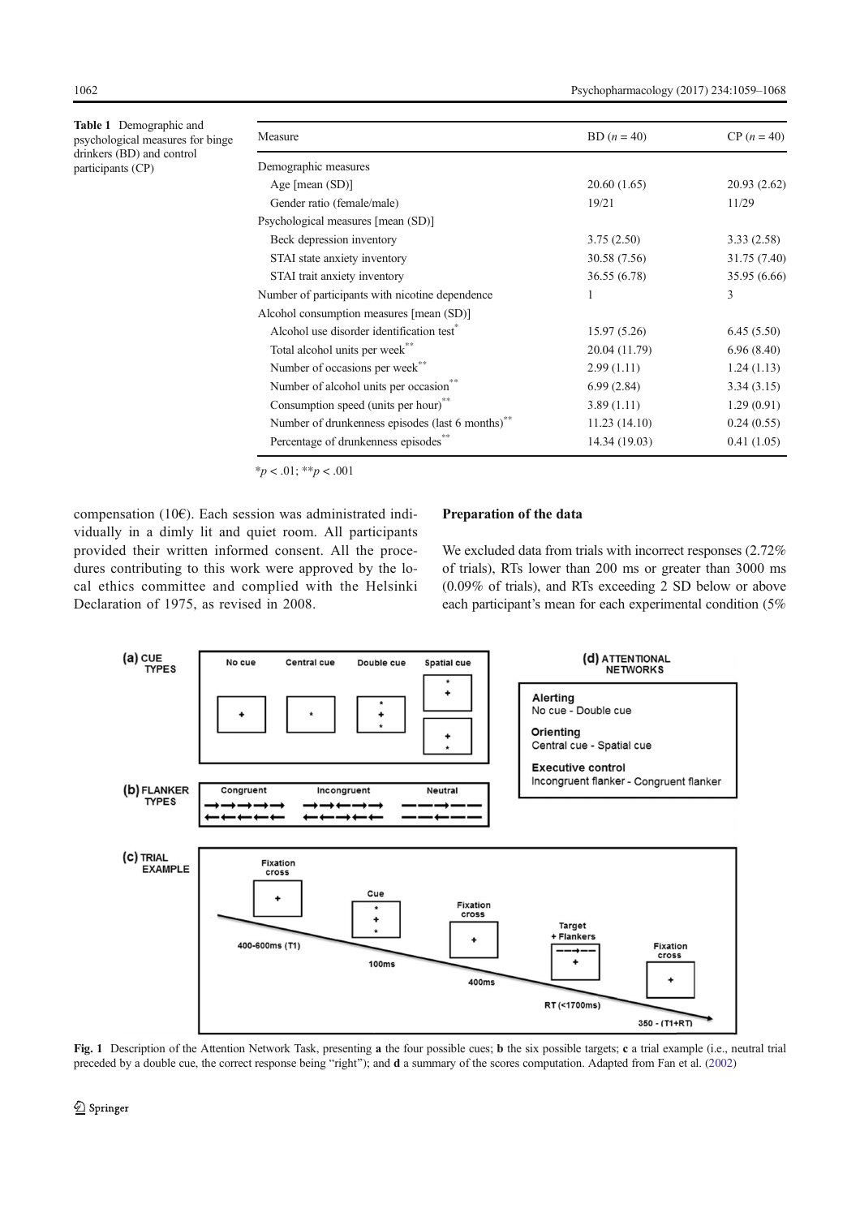**Table 1** Demographic and psychological measures for binge drinkers (BD) and control participants (CP)

| Measure | BD ($n = 40$) | CP ($n = 40$) |
|---|---|---|
| Demographic measures | | |
| Age [mean (SD)] | 20.60 (1.65) | 20.93 (2.62) |
| Gender ratio (female/male) | 19/21 | 11/29 |
| Psychological measures [mean (SD)] | | |
| Beck depression inventory | 3.75 (2.50) | 3.33 (2.58) |
| STAI state anxiety inventory | 30.58 (7.56) | 31.75 (7.40) |
| STAI trait anxiety inventory | 36.55 (6.78) | 35.95 (6.66) |
| Number of participants with nicotine dependence | 1 | 3 |
| Alcohol consumption measures [mean (SD)] | | |
| Alcohol use disorder identification test* | 15.97 (5.26) | 6.45 (5.50) |
| Total alcohol units per week** | 20.04 (11.79) | 6.96 (8.40) |
| Number of occasions per week** | 2.99 (1.11) | 1.24 (1.13) |
| Number of alcohol units per occasion** | 6.99 (2.84) | 3.34 (3.15) |
| Consumption speed (units per hour)** | 3.89 (1.11) | 1.29 (0.91) |
| Number of drunkenness episodes (last 6 months)** | 11.23 (14.10) | 0.24 (0.55) |
| Percentage of drunkenness episodes** | 14.34 (19.03) | 0.41 (1.05) |

*$p < .01$; **$p < .001$

compensation (10€). Each session was administrated individually in a dimly lit and quiet room. All participants provided their written informed consent. All the procedures contributing to this work were approved by the local ethics committee and complied with the Helsinki Declaration of 1975, as revised in 2008.

### Preparation of the data

We excluded data from trials with incorrect responses (2.72% of trials), RTs lower than 200 ms or greater than 3000 ms (0.09% of trials), and RTs exceeding 2 SD below or above each participant's mean for each experimental condition (5%

**Fig. 1** Description of the Attention Network Task, presenting **a** the four possible cues; **b** the six possible targets; **c** a trial example (i.e., neutral trial preceded by a double cue, the correct response being "right"); and **d** a summary of the scores computation. Adapted from Fan et al. (2002)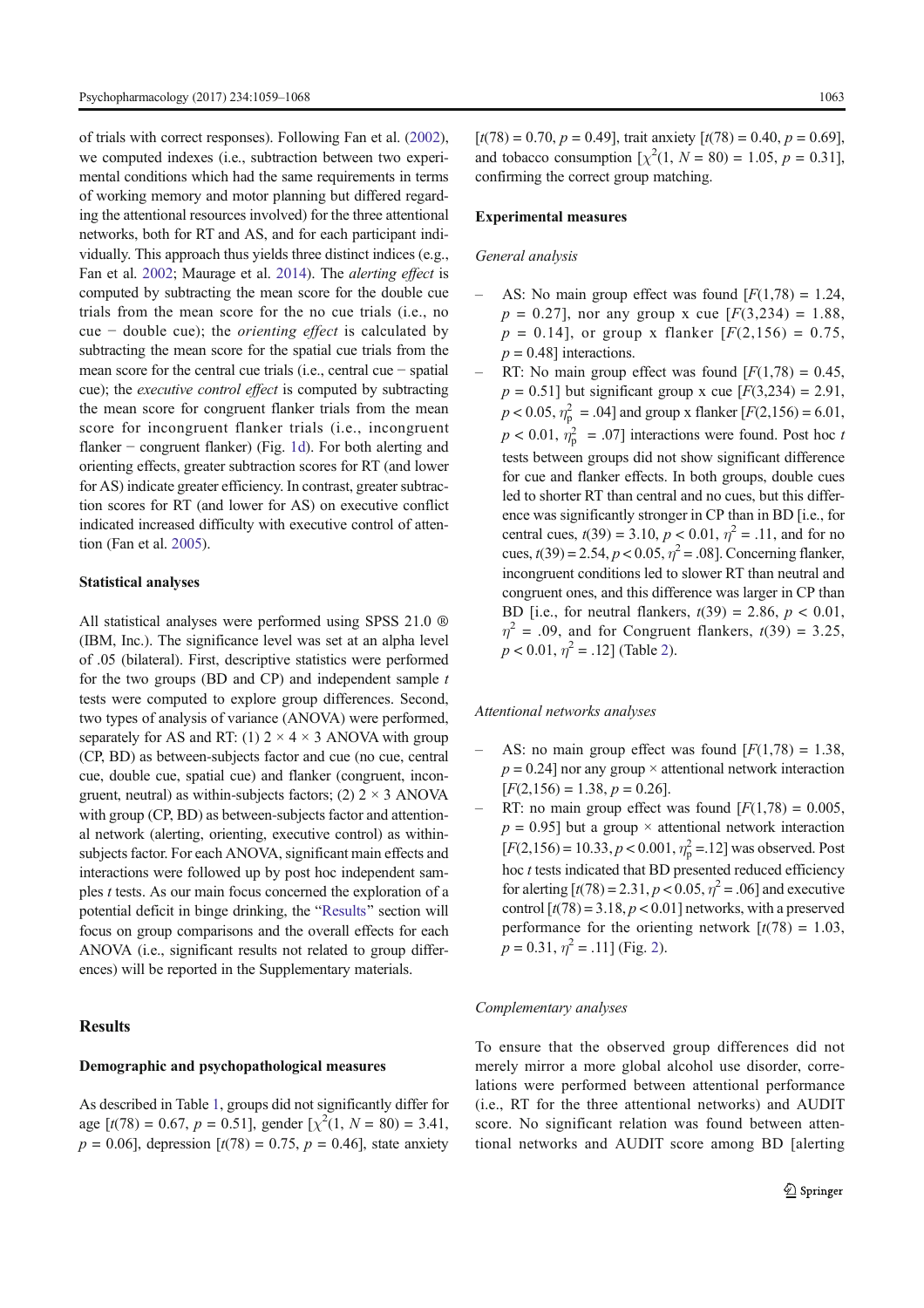of trials with correct responses). Following Fan et al. (2002), we computed indexes (i.e., subtraction between two experimental conditions which had the same requirements in terms of working memory and motor planning but differed regarding the attentional resources involved) for the three attentional networks, both for RT and AS, and for each participant individually. This approach thus yields three distinct indices (e.g., Fan et al. 2002; Maurage et al. 2014). The *alerting effect* is computed by subtracting the mean score for the double cue trials from the mean score for the no cue trials (i.e., no cue − double cue); the *orienting effect* is calculated by subtracting the mean score for the spatial cue trials from the mean score for the central cue trials (i.e., central cue − spatial cue); the *executive control effect* is computed by subtracting the mean score for congruent flanker trials from the mean score for incongruent flanker trials (i.e., incongruent flanker − congruent flanker) (Fig. 1d). For both alerting and orienting effects, greater subtraction scores for RT (and lower for AS) indicate greater efficiency. In contrast, greater subtraction scores for RT (and lower for AS) on executive conflict indicated increased difficulty with executive control of attention (Fan et al. 2005).

### Statistical analyses

All statistical analyses were performed using SPSS 21.0 ® (IBM, Inc.). The significance level was set at an alpha level of .05 (bilateral). First, descriptive statistics were performed for the two groups (BD and CP) and independent sample $t$ tests were computed to explore group differences. Second, two types of analysis of variance (ANOVA) were performed, separately for AS and RT: (1) $2 \times 4 \times 3$ ANOVA with group (CP, BD) as between-subjects factor and cue (no cue, central cue, double cue, spatial cue) and flanker (congruent, incongruent, neutral) as within-subjects factors; (2) $2 \times 3$ ANOVA with group (CP, BD) as between-subjects factor and attentional network (alerting, orienting, executive control) as within-subjects factor. For each ANOVA, significant main effects and interactions were followed up by post hoc independent samples $t$ tests. As our main focus concerned the exploration of a potential deficit in binge drinking, the "Results" section will focus on group comparisons and the overall effects for each ANOVA (i.e., significant results not related to group differences) will be reported in the Supplementary materials.

## Results

### Demographic and psychopathological measures

As described in Table 1, groups did not significantly differ for age [$t(78) = 0.67$, $p = 0.51$], gender [$\chi^2(1, N = 80) = 3.41$, $p = 0.06$], depression [$t(78) = 0.75$, $p = 0.46$], state anxiety [$t(78) = 0.70$, $p = 0.49$], trait anxiety [$t(78) = 0.40$, $p = 0.69$], and tobacco consumption [$\chi^2(1, N = 80) = 1.05$, $p = 0.31$], confirming the correct group matching.

### Experimental measures

#### *General analysis*

- AS: No main group effect was found [$F(1,78) = 1.24$, $p = 0.27$], nor any group x cue [$F(3,234) = 1.88$, $p = 0.14$], or group x flanker [$F(2,156) = 0.75$, $p = 0.48$] interactions.
- RT: No main group effect was found [$F(1,78) = 0.45$, $p = 0.51$] but significant group x cue [$F(3,234) = 2.91$, $p < 0.05$, $\eta_p^2 = .04$] and group x flanker [$F(2,156) = 6.01$, $p < 0.01$, $\eta_p^2 = .07$] interactions were found. Post hoc $t$ tests between groups did not show significant difference for cue and flanker effects. In both groups, double cues led to shorter RT than central and no cues, but this difference was significantly stronger in CP than in BD [i.e., for central cues, $t(39) = 3.10$, $p < 0.01$, $\eta^2 = .11$, and for no cues, $t(39) = 2.54$, $p < 0.05$, $\eta^2 = .08$]. Concerning flanker, incongruent conditions led to slower RT than neutral and congruent ones, and this difference was larger in CP than BD [i.e., for neutral flankers, $t(39) = 2.86$, $p < 0.01$, $\eta^2 = .09$, and for Congruent flankers, $t(39) = 3.25$, $p < 0.01$, $\eta^2 = .12$] (Table 2).

#### *Attentional networks analyses*

- AS: no main group effect was found [$F(1,78) = 1.38$, $p = 0.24$] nor any group × attentional network interaction [$F(2,156) = 1.38$, $p = 0.26$].
- RT: no main group effect was found [$F(1,78) = 0.005$, $p = 0.95$] but a group × attentional network interaction [$F(2,156) = 10.33$, $p < 0.001$, $\eta_p^2 = .12$] was observed. Post hoc $t$ tests indicated that BD presented reduced efficiency for alerting [$t(78) = 2.31$, $p < 0.05$, $\eta^2 = .06$] and executive control [$t(78) = 3.18$, $p < 0.01$] networks, with a preserved performance for the orienting network [$t(78) = 1.03$, $p = 0.31$, $\eta^2 = .11$] (Fig. 2).

#### *Complementary analyses*

To ensure that the observed group differences did not merely mirror a more global alcohol use disorder, correlations were performed between attentional performance (i.e., RT for the three attentional networks) and AUDIT score. No significant relation was found between attentional networks and AUDIT score among BD [alerting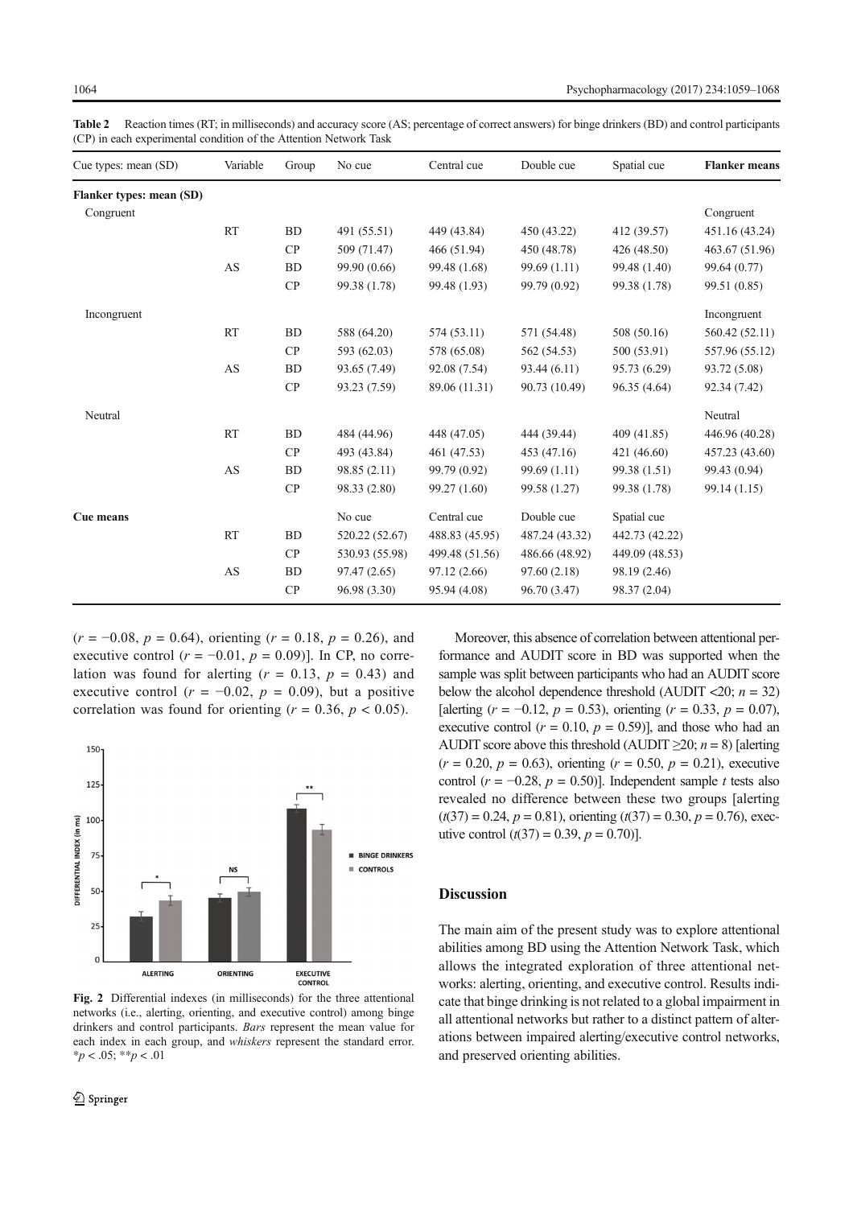**Table 2** Reaction times (RT; in milliseconds) and accuracy score (AS; percentage of correct answers) for binge drinkers (BD) and control participants (CP) in each experimental condition of the Attention Network Task

| Cue types: mean (SD) | Variable | Group | No cue | Central cue | Double cue | Spatial cue | **Flanker means** |
|---|---|---|---|---|---|---|---|
| **Flanker types: mean (SD)** | | | | | | | |
| Congruent | | | | | | | Congruent |
| | RT | BD | 491 (55.51) | 449 (43.84) | 450 (43.22) | 412 (39.57) | 451.16 (43.24) |
| | | CP | 509 (71.47) | 466 (51.94) | 450 (48.78) | 426 (48.50) | 463.67 (51.96) |
| | AS | BD | 99.90 (0.66) | 99.48 (1.68) | 99.69 (1.11) | 99.48 (1.40) | 99.64 (0.77) |
| | | CP | 99.38 (1.78) | 99.48 (1.93) | 99.79 (0.92) | 99.38 (1.78) | 99.51 (0.85) |
| Incongruent | | | | | | | Incongruent |
| | RT | BD | 588 (64.20) | 574 (53.11) | 571 (54.48) | 508 (50.16) | 560.42 (52.11) |
| | | CP | 593 (62.03) | 578 (65.08) | 562 (54.53) | 500 (53.91) | 557.96 (55.12) |
| | AS | BD | 93.65 (7.49) | 92.08 (7.54) | 93.44 (6.11) | 95.73 (6.29) | 93.72 (5.08) |
| | | CP | 93.23 (7.59) | 89.06 (11.31) | 90.73 (10.49) | 96.35 (4.64) | 92.34 (7.42) |
| Neutral | | | | | | | Neutral |
| | RT | BD | 484 (44.96) | 448 (47.05) | 444 (39.44) | 409 (41.85) | 446.96 (40.28) |
| | | CP | 493 (43.84) | 461 (47.53) | 453 (47.16) | 421 (46.60) | 457.23 (43.60) |
| | AS | BD | 98.85 (2.11) | 99.79 (0.92) | 99.69 (1.11) | 99.38 (1.51) | 99.43 (0.94) |
| | | CP | 98.33 (2.80) | 99.27 (1.60) | 99.58 (1.27) | 99.38 (1.78) | 99.14 (1.15) |
| **Cue means** | | | No cue | Central cue | Double cue | Spatial cue | |
| | RT | BD | 520.22 (52.67) | 488.83 (45.95) | 487.24 (43.32) | 442.73 (42.22) | |
| | | CP | 530.93 (55.98) | 499.48 (51.56) | 486.66 (48.92) | 449.09 (48.53) | |
| | AS | BD | 97.47 (2.65) | 97.12 (2.66) | 97.60 (2.18) | 98.19 (2.46) | |
| | | CP | 96.98 (3.30) | 95.94 (4.08) | 96.70 (3.47) | 98.37 (2.04) | |

($r = -0.08$, $p = 0.64$), orienting ($r = 0.18$, $p = 0.26$), and executive control ($r = -0.01$, $p = 0.09$)]. In CP, no correlation was found for alerting ($r = 0.13$, $p = 0.43$) and executive control ($r = -0.02$, $p = 0.09$), but a positive correlation was found for orienting ($r = 0.36$, $p < 0.05$).

**Fig. 2** Differential indexes (in milliseconds) for the three attentional networks (i.e., alerting, orienting, and executive control) among binge drinkers and control participants. *Bars* represent the mean value for each index in each group, and *whiskers* represent the standard error. \*$p < .05$; \*\*$p < .01$

Moreover, this absence of correlation between attentional performance and AUDIT score in BD was supported when the sample was split between participants who had an AUDIT score below the alcohol dependence threshold (AUDIT <20; $n = 32$) [alerting ($r = -0.12$, $p = 0.53$), orienting ($r = 0.33$, $p = 0.07$), executive control ($r = 0.10$, $p = 0.59$)], and those who had an AUDIT score above this threshold (AUDIT ≥20; $n = 8$) [alerting ($r = 0.20$, $p = 0.63$), orienting ($r = 0.50$, $p = 0.21$), executive control ($r = -0.28$, $p = 0.50$)]. Independent sample $t$ tests also revealed no difference between these two groups [alerting ($t(37) = 0.24$, $p = 0.81$), orienting ($t(37) = 0.30$, $p = 0.76$), executive control ($t(37) = 0.39$, $p = 0.70$)].

## Discussion

The main aim of the present study was to explore attentional abilities among BD using the Attention Network Task, which allows the integrated exploration of three attentional networks: alerting, orienting, and executive control. Results indicate that binge drinking is not related to a global impairment in all attentional networks but rather to a distinct pattern of alterations between impaired alerting/executive control networks, and preserved orienting abilities.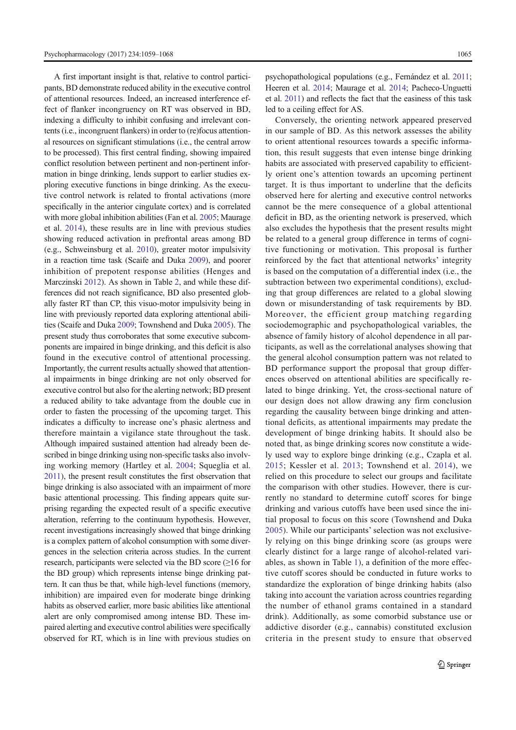A first important insight is that, relative to control participants, BD demonstrate reduced ability in the executive control of attentional resources. Indeed, an increased interference effect of flanker incongruency on RT was observed in BD, indexing a difficulty to inhibit confusing and irrelevant contents (i.e., incongruent flankers) in order to (re)focus attentional resources on significant stimulations (i.e., the central arrow to be processed). This first central finding, showing impaired conflict resolution between pertinent and non-pertinent information in binge drinking, lends support to earlier studies exploring executive functions in binge drinking. As the executive control network is related to frontal activations (more specifically in the anterior cingulate cortex) and is correlated with more global inhibition abilities (Fan et al. 2005; Maurage et al. 2014), these results are in line with previous studies showing reduced activation in prefrontal areas among BD (e.g., Schweinsburg et al. 2010), greater motor impulsivity in a reaction time task (Scaife and Duka 2009), and poorer inhibition of prepotent response abilities (Henges and Marczinski 2012). As shown in Table 2, and while these differences did not reach significance, BD also presented globally faster RT than CP, this visuo-motor impulsivity being in line with previously reported data exploring attentional abilities (Scaife and Duka 2009; Townshend and Duka 2005). The present study thus corroborates that some executive subcomponents are impaired in binge drinking, and this deficit is also found in the executive control of attentional processing. Importantly, the current results actually showed that attentional impairments in binge drinking are not only observed for executive control but also for the alerting network; BD present a reduced ability to take advantage from the double cue in order to fasten the processing of the upcoming target. This indicates a difficulty to increase one's phasic alertness and therefore maintain a vigilance state throughout the task. Although impaired sustained attention had already been described in binge drinking using non-specific tasks also involving working memory (Hartley et al. 2004; Squeglia et al. 2011), the present result constitutes the first observation that binge drinking is also associated with an impairment of more basic attentional processing. This finding appears quite surprising regarding the expected result of a specific executive alteration, referring to the continuum hypothesis. However, recent investigations increasingly showed that binge drinking is a complex pattern of alcohol consumption with some divergences in the selection criteria across studies. In the current research, participants were selected via the BD score (≥16 for the BD group) which represents intense binge drinking pattern. It can thus be that, while high-level functions (memory, inhibition) are impaired even for moderate binge drinking habits as observed earlier, more basic abilities like attentional alert are only compromised among intense BD. These impaired alerting and executive control abilities were specifically observed for RT, which is in line with previous studies on psychopathological populations (e.g., Fernández et al. 2011; Heeren et al. 2014; Maurage et al. 2014; Pacheco-Unguetti et al. 2011) and reflects the fact that the easiness of this task led to a ceiling effect for AS.

Conversely, the orienting network appeared preserved in our sample of BD. As this network assesses the ability to orient attentional resources towards a specific information, this result suggests that even intense binge drinking habits are associated with preserved capability to efficiently orient one's attention towards an upcoming pertinent target. It is thus important to underline that the deficits observed here for alerting and executive control networks cannot be the mere consequence of a global attentional deficit in BD, as the orienting network is preserved, which also excludes the hypothesis that the present results might be related to a general group difference in terms of cognitive functioning or motivation. This proposal is further reinforced by the fact that attentional networks' integrity is based on the computation of a differential index (i.e., the subtraction between two experimental conditions), excluding that group differences are related to a global slowing down or misunderstanding of task requirements by BD. Moreover, the efficient group matching regarding sociodemographic and psychopathological variables, the absence of family history of alcohol dependence in all participants, as well as the correlational analyses showing that the general alcohol consumption pattern was not related to BD performance support the proposal that group differences observed on attentional abilities are specifically related to binge drinking. Yet, the cross-sectional nature of our design does not allow drawing any firm conclusion regarding the causality between binge drinking and attentional deficits, as attentional impairments may predate the development of binge drinking habits. It should also be noted that, as binge drinking scores now constitute a widely used way to explore binge drinking (e.g., Czapla et al. 2015; Kessler et al. 2013; Townshend et al. 2014), we relied on this procedure to select our groups and facilitate the comparison with other studies. However, there is currently no standard to determine cutoff scores for binge drinking and various cutoffs have been used since the initial proposal to focus on this score (Townshend and Duka 2005). While our participants' selection was not exclusively relying on this binge drinking score (as groups were clearly distinct for a large range of alcohol-related variables, as shown in Table 1), a definition of the more effective cutoff scores should be conducted in future works to standardize the exploration of binge drinking habits (also taking into account the variation across countries regarding the number of ethanol grams contained in a standard drink). Additionally, as some comorbid substance use or addictive disorder (e.g., cannabis) constituted exclusion criteria in the present study to ensure that observed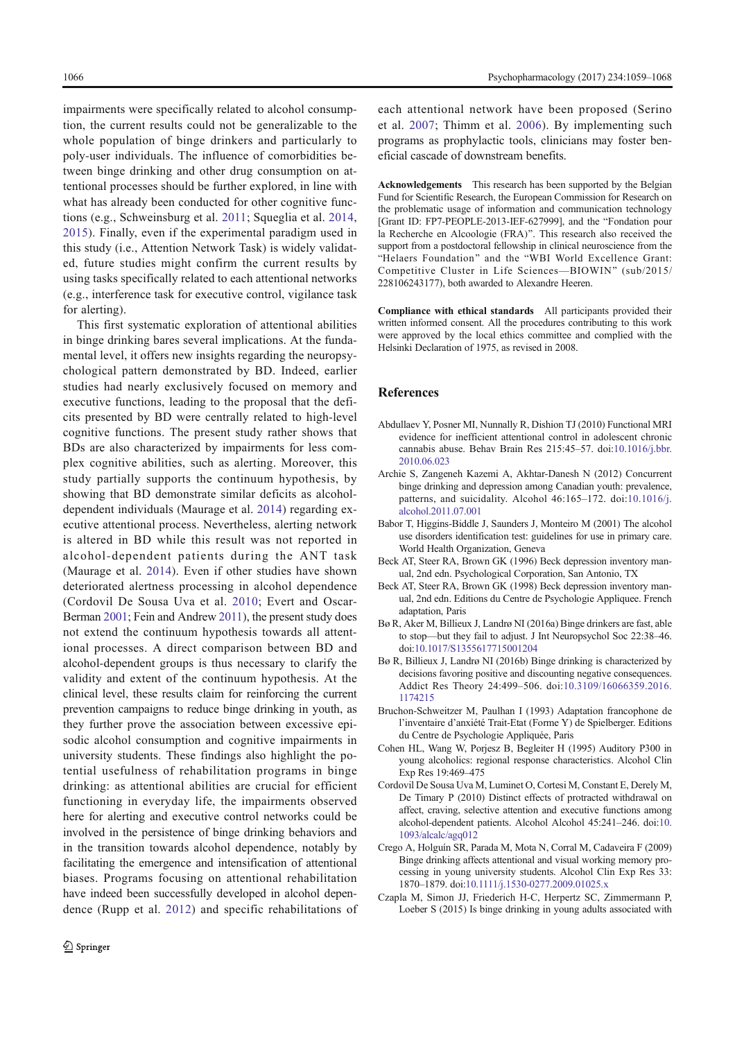impairments were specifically related to alcohol consumption, the current results could not be generalizable to the whole population of binge drinkers and particularly to poly-user individuals. The influence of comorbidities between binge drinking and other drug consumption on attentional processes should be further explored, in line with what has already been conducted for other cognitive functions (e.g., Schweinsburg et al. 2011; Squeglia et al. 2014, 2015). Finally, even if the experimental paradigm used in this study (i.e., Attention Network Task) is widely validated, future studies might confirm the current results by using tasks specifically related to each attentional networks (e.g., interference task for executive control, vigilance task for alerting).

This first systematic exploration of attentional abilities in binge drinking bares several implications. At the fundamental level, it offers new insights regarding the neuropsychological pattern demonstrated by BD. Indeed, earlier studies had nearly exclusively focused on memory and executive functions, leading to the proposal that the deficits presented by BD were centrally related to high-level cognitive functions. The present study rather shows that BDs are also characterized by impairments for less complex cognitive abilities, such as alerting. Moreover, this study partially supports the continuum hypothesis, by showing that BD demonstrate similar deficits as alcohol-dependent individuals (Maurage et al. 2014) regarding executive attentional process. Nevertheless, alerting network is altered in BD while this result was not reported in alcohol-dependent patients during the ANT task (Maurage et al. 2014). Even if other studies have shown deteriorated alertness processing in alcohol dependence (Cordovil De Sousa Uva et al. 2010; Evert and Oscar-Berman 2001; Fein and Andrew 2011), the present study does not extend the continuum hypothesis towards all attentional processes. A direct comparison between BD and alcohol-dependent groups is thus necessary to clarify the validity and extent of the continuum hypothesis. At the clinical level, these results claim for reinforcing the current prevention campaigns to reduce binge drinking in youth, as they further prove the association between excessive episodic alcohol consumption and cognitive impairments in university students. These findings also highlight the potential usefulness of rehabilitation programs in binge drinking: as attentional abilities are crucial for efficient functioning in everyday life, the impairments observed here for alerting and executive control networks could be involved in the persistence of binge drinking behaviors and in the transition towards alcohol dependence, notably by facilitating the emergence and intensification of attentional biases. Programs focusing on attentional rehabilitation have indeed been successfully developed in alcohol dependence (Rupp et al. 2012) and specific rehabilitations of each attentional network have been proposed (Serino et al. 2007; Thimm et al. 2006). By implementing such programs as prophylactic tools, clinicians may foster beneficial cascade of downstream benefits.

**Acknowledgements** This research has been supported by the Belgian Fund for Scientific Research, the European Commission for Research on the problematic usage of information and communication technology [Grant ID: FP7-PEOPLE-2013-IEF-627999], and the "Fondation pour la Recherche en Alcoologie (FRA)". This research also received the support from a postdoctoral fellowship in clinical neuroscience from the "Helaers Foundation" and the "WBI World Excellence Grant: Competitive Cluster in Life Sciences—BIOWIN" (sub/2015/228106243177), both awarded to Alexandre Heeren.

**Compliance with ethical standards** All participants provided their written informed consent. All the procedures contributing to this work were approved by the local ethics committee and complied with the Helsinki Declaration of 1975, as revised in 2008.

## References

- Abdullaev Y, Posner MI, Nunnally R, Dishion TJ (2010) Functional MRI evidence for inefficient attentional control in adolescent chronic cannabis abuse. Behav Brain Res 215:45–57. doi:10.1016/j.bbr.2010.06.023
- Archie S, Zangeneh Kazemi A, Akhtar-Danesh N (2012) Concurrent binge drinking and depression among Canadian youth: prevalence, patterns, and suicidality. Alcohol 46:165–172. doi:10.1016/j.alcohol.2011.07.001
- Babor T, Higgins-Biddle J, Saunders J, Monteiro M (2001) The alcohol use disorders identification test: guidelines for use in primary care. World Health Organization, Geneva
- Beck AT, Steer RA, Brown GK (1996) Beck depression inventory manual, 2nd edn. Psychological Corporation, San Antonio, TX
- Beck AT, Steer RA, Brown GK (1998) Beck depression inventory manual, 2nd edn. Editions du Centre de Psychologie Appliquee. French adaptation, Paris
- Bø R, Aker M, Billieux J, Landrø NI (2016a) Binge drinkers are fast, able to stop—but they fail to adjust. J Int Neuropsychol Soc 22:38–46. doi:10.1017/S1355617715001204
- Bø R, Billieux J, Landrø NI (2016b) Binge drinking is characterized by decisions favoring positive and discounting negative consequences. Addict Res Theory 24:499–506. doi:10.3109/16066359.2016.1174215
- Bruchon-Schweitzer M, Paulhan I (1993) Adaptation francophone de l'inventaire d'anxiété Trait-Etat (Forme Y) de Spielberger. Editions du Centre de Psychologie Appliquée, Paris
- Cohen HL, Wang W, Porjesz B, Begleiter H (1995) Auditory P300 in young alcoholics: regional response characteristics. Alcohol Clin Exp Res 19:469–475
- Cordovil De Sousa Uva M, Luminet O, Cortesi M, Constant E, Derely M, De Timary P (2010) Distinct effects of protracted withdrawal on affect, craving, selective attention and executive functions among alcohol-dependent patients. Alcohol Alcohol 45:241–246. doi:10.1093/alcalc/agq012
- Crego A, Holguín SR, Parada M, Mota N, Corral M, Cadaveira F (2009) Binge drinking affects attentional and visual working memory processing in young university students. Alcohol Clin Exp Res 33:1870–1879. doi:10.1111/j.1530-0277.2009.01025.x
- Czapla M, Simon JJ, Friederich H-C, Herpertz SC, Zimmermann P, Loeber S (2015) Is binge drinking in young adults associated with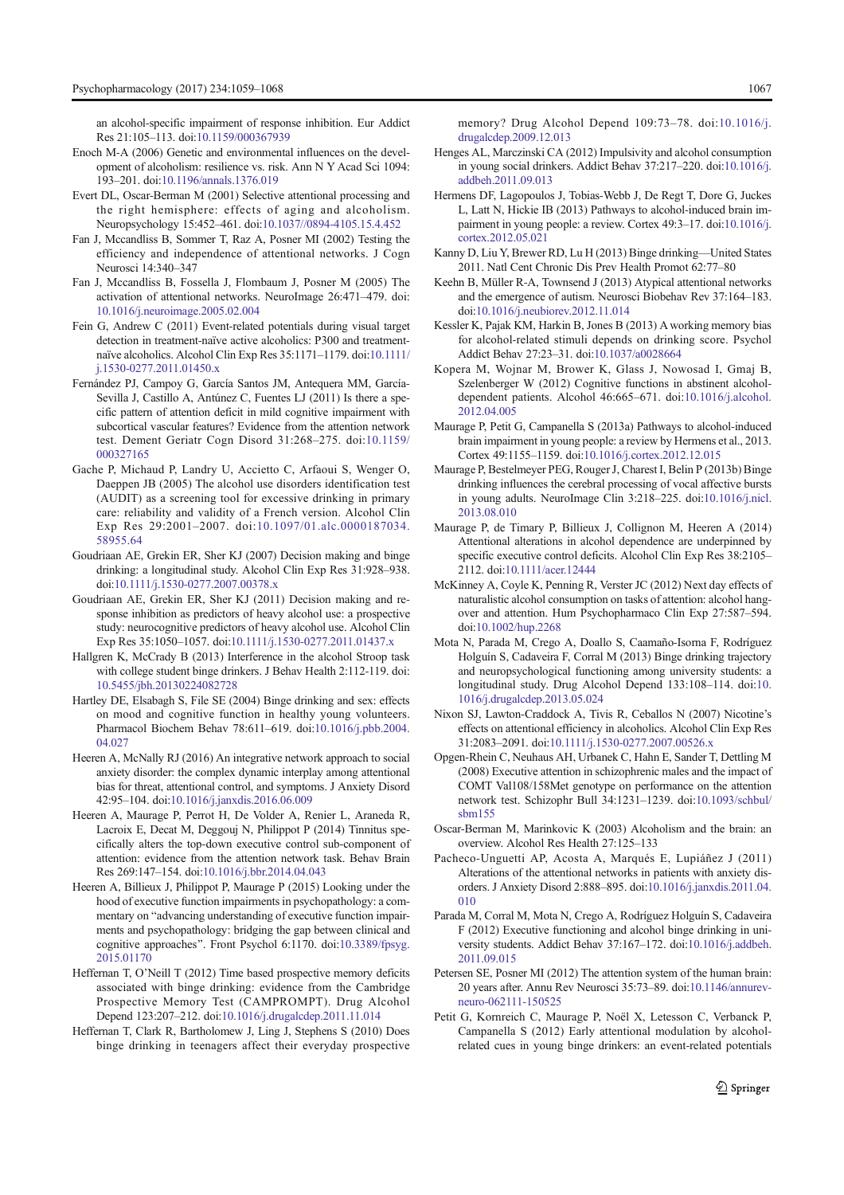an alcohol-specific impairment of response inhibition. Eur Addict Res 21:105–113. doi:10.1159/000367939

Enoch M-A (2006) Genetic and environmental influences on the development of alcoholism: resilience vs. risk. Ann N Y Acad Sci 1094: 193–201. doi:10.1196/annals.1376.019

Evert DL, Oscar-Berman M (2001) Selective attentional processing and the right hemisphere: effects of aging and alcoholism. Neuropsychology 15:452–461. doi:10.1037//0894-4105.15.4.452

Fan J, Mccandliss B, Sommer T, Raz A, Posner MI (2002) Testing the efficiency and independence of attentional networks. J Cogn Neurosci 14:340–347

Fan J, Mccandliss B, Fossella J, Flombaum J, Posner M (2005) The activation of attentional networks. NeuroImage 26:471–479. doi:10.1016/j.neuroimage.2005.02.004

Fein G, Andrew C (2011) Event-related potentials during visual target detection in treatment-naïve active alcoholics. Alcohol Clin Exp Res 35:1171–1179. doi:10.1111/j.1530-0277.2011.01450.x

Fernández PJ, Campoy G, García Santos JM, Antequera MM, García-Sevilla J, Castillo A, Antúnez C, Fuentes LJ (2011) Is there a specific pattern of attention deficit in mild cognitive impairment with subcortical vascular features? Evidence from the attention network test. Dement Geriatr Cogn Disord 31:268–275. doi:10.1159/000327165

Gache P, Michaud P, Landry U, Accietto C, Arfaoui S, Wenger O, Daeppen JB (2005) The alcohol use disorders identification test (AUDIT) as a screening tool for excessive drinking in primary care: reliability and validity of a French version. Alcohol Clin Exp Res 29:2001–2007. doi:10.1097/01.alc.0000187034.58955.64

Goudriaan AE, Grekin ER, Sher KJ (2007) Decision making and binge drinking: a longitudinal study. Alcohol Clin Exp Res 31:928–938. doi:10.1111/j.1530-0277.2007.00378.x

Goudriaan AE, Grekin ER, Sher KJ (2011) Decision making and response inhibition as predictors of heavy alcohol use: a prospective study: neurocognitive predictors of heavy alcohol use. Alcohol Clin Exp Res 35:1050–1057. doi:10.1111/j.1530-0277.2011.01437.x

Hallgren K, McCrady B (2013) Interference in the alcohol Stroop task with college student binge drinkers. J Behav Health 2:112-119. doi:10.5455/jbh.20130224082728

Hartley DE, Elsabagh S, File SE (2004) Binge drinking and sex: effects on mood and cognitive function in healthy young volunteers. Pharmacol Biochem Behav 78:611–619. doi:10.1016/j.pbb.2004.04.027

Heeren A, McNally RJ (2016) An integrative network approach to social anxiety disorder: the complex dynamic interplay among attentional bias for threat, attentional control, and symptoms. J Anxiety Disord 42:95–104. doi:10.1016/j.janxdis.2016.06.009

Heeren A, Maurage P, Perrot H, De Volder A, Renier L, Araneda R, Lacroix E, Decat M, Deggouj N, Philippot P (2014) Tinnitus specifically alters the top-down executive control sub-component of attention: evidence from the attention network task. Behav Brain Res 269:147–154. doi:10.1016/j.bbr.2014.04.043

Heeren A, Billieux J, Philippot P, Maurage P (2015) Looking under the hood of executive function impairments in psychopathology: a commentary on "advancing understanding of executive function impairments and psychopathology: bridging the gap between clinical and cognitive approaches". Front Psychol 6:1170. doi:10.3389/fpsyg.2015.01170

Heffernan T, O'Neill T (2012) Time based prospective memory deficits associated with binge drinking: evidence from the Cambridge Prospective Memory Test (CAMPROMPT). Drug Alcohol Depend 123:207–212. doi:10.1016/j.drugalcdep.2011.11.014

Heffernan T, Clark R, Bartholomew J, Ling J, Stephens S (2010) Does binge drinking in teenagers affect their everyday prospective memory? Drug Alcohol Depend 109:73–78. doi:10.1016/j.drugalcdep.2009.12.013

Henges AL, Marczinski CA (2012) Impulsivity and alcohol consumption in young social drinkers. Addict Behav 37:217–220. doi:10.1016/j.addbeh.2011.09.013

Hermens DF, Lagopoulos J, Tobias-Webb J, De Regt T, Dore G, Juckes L, Latt N, Hickie IB (2013) Pathways to alcohol-induced brain impairment in young people: a review. Cortex 49:3–17. doi:10.1016/j.cortex.2012.05.021

Kanny D, Liu Y, Brewer RD, Lu H (2013) Binge drinking—United States 2011. Natl Cent Chronic Dis Prev Health Promot 62:77–80

Keehn B, Müller R-A, Townsend J (2013) Atypical attentional networks and the emergence of autism. Neurosci Biobehav Rev 37:164–183. doi:10.1016/j.neubiorev.2012.11.014

Kessler K, Pajak KM, Harkin B, Jones B (2013) A working memory bias for alcohol-related stimuli depends on drinking score. Psychol Addict Behav 27:23–31. doi:10.1037/a0028664

Kopera M, Wojnar M, Brower K, Glass J, Nowosad I, Gmaj B, Szelenberger W (2012) Cognitive functions in abstinent alcohol-dependent patients. Alcohol 46:665–671. doi:10.1016/j.alcohol.2012.04.005

Maurage P, Petit G, Campanella S (2013a) Pathways to alcohol-induced brain impairment in young people: a review by Hermens et al., 2013. Cortex 49:1155–1159. doi:10.1016/j.cortex.2012.12.015

Maurage P, Bestelmeyer PEG, Rouger J, Charest I, Belin P (2013b) Binge drinking influences the cerebral processing of vocal affective bursts in young adults. NeuroImage Clin 3:218–225. doi:10.1016/j.nicl.2013.08.010

Maurage P, de Timary P, Billieux J, Collignon M, Heeren A (2014) Attentional alterations in alcohol dependence are underpinned by specific executive control deficits. Alcohol Clin Exp Res 38:2105–2112. doi:10.1111/acer.12444

McKinney A, Coyle K, Penning R, Verster JC (2012) Next day effects of naturalistic alcohol consumption on tasks of attention: alcohol hangover and attention. Hum Psychopharmaco Clin Exp 27:587–594. doi:10.1002/hup.2268

Mota N, Parada M, Crego A, Doallo S, Caamaño-Isorna F, Rodríguez Holguín S, Cadaveira F, Corral M (2013) Binge drinking trajectory and neuropsychological functioning among university students: a longitudinal study. Drug Alcohol Depend 133:108–114. doi:10.1016/j.drugalcdep.2013.05.024

Nixon SJ, Lawton-Craddock A, Tivis R, Ceballos N (2007) Nicotine's effects on attentional efficiency in alcoholics. Alcohol Clin Exp Res 31:2083–2091. doi:10.1111/j.1530-0277.2007.00526.x

Opgen-Rhein C, Neuhaus AH, Urbanek C, Hahn E, Sander T, Dettling M (2008) Executive attention in schizophrenic males and the impact of COMT Val108/158Met genotype on performance on the attention network test. Schizophr Bull 34:1231–1239. doi:10.1093/schbul/sbm155

Oscar-Berman M, Marinkovic K (2003) Alcoholism and the brain: an overview. Alcohol Res Health 27:125–133

Pacheco-Unguetti AP, Acosta A, Marqués E, Lupiáñez J (2011) Alterations of the attentional networks in patients with anxiety disorders. J Anxiety Disord 2:888–895. doi:10.1016/j.janxdis.2011.04.010

Parada M, Corral M, Mota N, Crego A, Rodríguez Holguín S, Cadaveira F (2012) Executive functioning and alcohol binge drinking in university students. Addict Behav 37:167–172. doi:10.1016/j.addbeh.2011.09.015

Petersen SE, Posner MI (2012) The attention system of the human brain: 20 years after. Annu Rev Neurosci 35:73–89. doi:10.1146/annurev-neuro-062111-150525

Petit G, Kornreich C, Maurage P, Noël X, Letesson C, Verbanck P, Campanella S (2012) Early attentional modulation by alcohol-related cues in young binge drinkers: an event-related potentials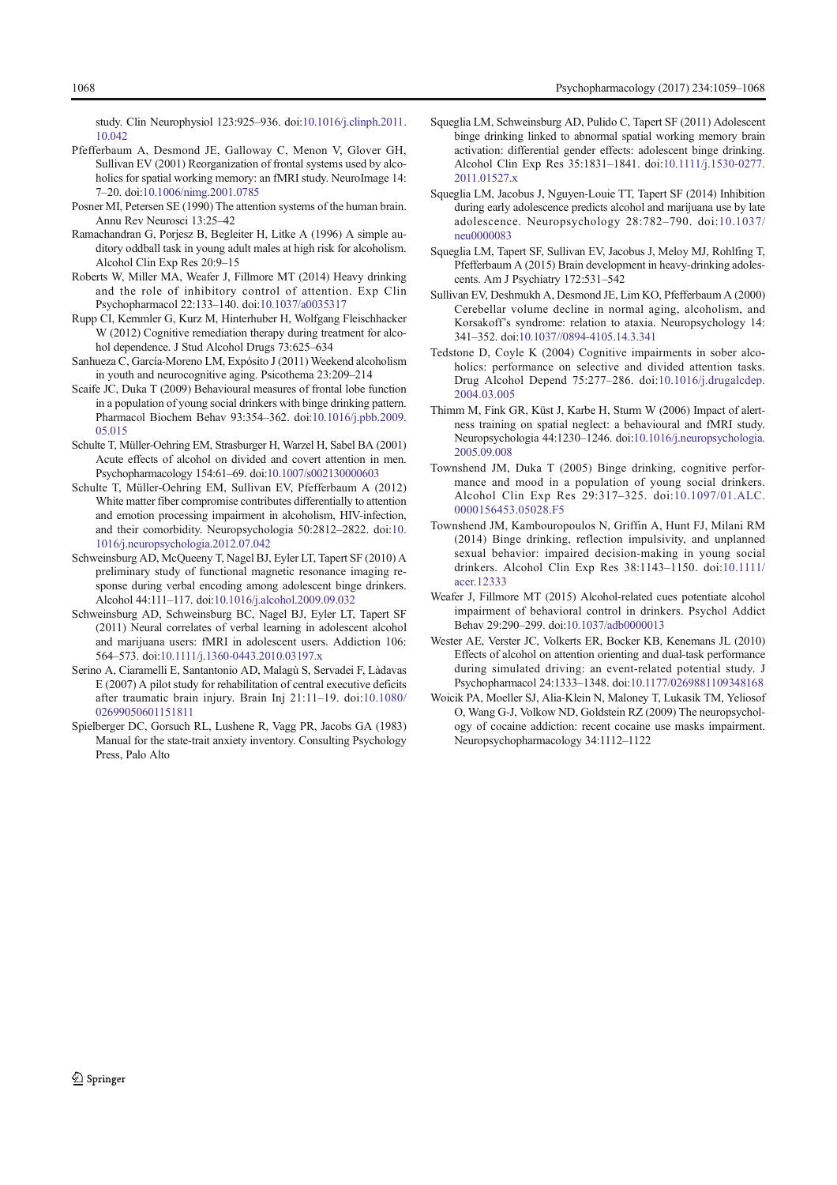study. Clin Neurophysiol 123:925–936. doi:10.1016/j.clinph.2011.10.042

Pfefferbaum A, Desmond JE, Galloway C, Menon V, Glover GH, Sullivan EV (2001) Reorganization of frontal systems used by alcoholics for spatial working memory: an fMRI study. NeuroImage 14:7–20. doi:10.1006/nimg.2001.0785

Posner MI, Petersen SE (1990) The attention systems of the human brain. Annu Rev Neurosci 13:25–42

Ramachandran G, Porjesz B, Begleiter H, Litke A (1996) A simple auditory oddball task in young adult males at high risk for alcoholism. Alcohol Clin Exp Res 20:9–15

Roberts W, Miller MA, Weafer J, Fillmore MT (2014) Heavy drinking and the role of inhibitory control of attention. Exp Clin Psychopharmacol 22:133–140. doi:10.1037/a0035317

Rupp CI, Kemmler G, Kurz M, Hinterhuber H, Wolfgang Fleischhacker W (2012) Cognitive remediation therapy during treatment for alcohol dependence. J Stud Alcohol Drugs 73:625–634

Sanhueza C, García-Moreno LM, Expósito J (2011) Weekend alcoholism in youth and neurocognitive aging. Psicothema 23:209–214

Scaife JC, Duka T (2009) Behavioural measures of frontal lobe function in a population of young social drinkers with binge drinking pattern. Pharmacol Biochem Behav 93:354–362. doi:10.1016/j.pbb.2009.05.015

Schulte T, Müller-Oehring EM, Strasburger H, Warzel H, Sabel BA (2001) Acute effects of alcohol on divided and covert attention in men. Psychopharmacology 154:61–69. doi:10.1007/s002130000603

Schulte T, Müller-Oehring EM, Sullivan EV, Pfefferbaum A (2012) White matter fiber compromise contributes differentially to attention and emotion processing impairment in alcoholism, HIV-infection, and their comorbidity. Neuropsychologia 50:2812–2822. doi:10.1016/j.neuropsychologia.2012.07.042

Schweinsburg AD, McQueeny T, Nagel BJ, Eyler LT, Tapert SF (2010) A preliminary study of functional magnetic resonance imaging response during verbal encoding among adolescent binge drinkers. Alcohol 44:111–117. doi:10.1016/j.alcohol.2009.09.032

Schweinsburg AD, Schweinsburg BC, Nagel BJ, Eyler LT, Tapert SF (2011) Neural correlates of verbal learning in adolescent alcohol and marijuana users: fMRI in adolescent users. Addiction 106:564–573. doi:10.1111/j.1360-0443.2010.03197.x

Serino A, Ciaramelli E, Santantonio AD, Malagù S, Servadei F, Làdavas E (2007) A pilot study for rehabilitation of central executive deficits after traumatic brain injury. Brain Inj 21:11–19. doi:10.1080/02699050601151811

Spielberger DC, Gorsuch RL, Lushene R, Vagg PR, Jacobs GA (1983) Manual for the state-trait anxiety inventory. Consulting Psychology Press, Palo Alto

Squeglia LM, Schweinsburg AD, Pulido C, Tapert SF (2011) Adolescent binge drinking linked to abnormal spatial working memory brain activation: differential gender effects: adolescent binge drinking. Alcohol Clin Exp Res 35:1831–1841. doi:10.1111/j.1530-0277.2011.01527.x

Squeglia LM, Jacobus J, Nguyen-Louie TT, Tapert SF (2014) Inhibition during early adolescence predicts alcohol and marijuana use by late adolescence. Neuropsychology 28:782–790. doi:10.1037/neu0000083

Squeglia LM, Tapert SF, Sullivan EV, Jacobus J, Meloy MJ, Rohlfing T, Pfefferbaum A (2015) Brain development in heavy-drinking adolescents. Am J Psychiatry 172:531–542

Sullivan EV, Deshmukh A, Desmond JE, Lim KO, Pfefferbaum A (2000) Cerebellar volume decline in normal aging, alcoholism, and Korsakoff's syndrome: relation to ataxia. Neuropsychology 14:341–352. doi:10.1037//0894-4105.14.3.341

Tedstone D, Coyle K (2004) Cognitive impairments in sober alcoholics: performance on selective and divided attention tasks. Drug Alcohol Depend 75:277–286. doi:10.1016/j.drugalcdep.2004.03.005

Thimm M, Fink GR, Küst J, Karbe H, Sturm W (2006) Impact of alertness training on spatial neglect: a behavioural and fMRI study. Neuropsychologia 44:1230–1246. doi:10.1016/j.neuropsychologia.2005.09.008

Townshend JM, Duka T (2005) Binge drinking, cognitive performance and mood in a population of young social drinkers. Alcohol Clin Exp Res 29:317–325. doi:10.1097/01.ALC.0000156453.05028.F5

Townshend JM, Kambouropoulos N, Griffin A, Hunt FJ, Milani RM (2014) Binge drinking, reflection impulsivity, and unplanned sexual behavior: impaired decision-making in young social drinkers. Alcohol Clin Exp Res 38:1143–1150. doi:10.1111/acer.12333

Weafer J, Fillmore MT (2015) Alcohol-related cues potentiate alcohol impairment of behavioral control in drinkers. Psychol Addict Behav 29:290–299. doi:10.1037/adb0000013

Wester AE, Verster JC, Volkerts ER, Bocker KB, Kenemans JL (2010) Effects of alcohol on attention orienting and dual-task performance during simulated driving: an event-related potential study. J Psychopharmacol 24:1333–1348. doi:10.1177/0269881109348168

Woicik PA, Moeller SJ, Alia-Klein N, Maloney T, Lukasik TM, Yeliosof O, Wang G-J, Volkow ND, Goldstein RZ (2009) The neuropsychology of cocaine addiction: recent cocaine use masks impairment. Neuropsychopharmacology 34:1112–1122